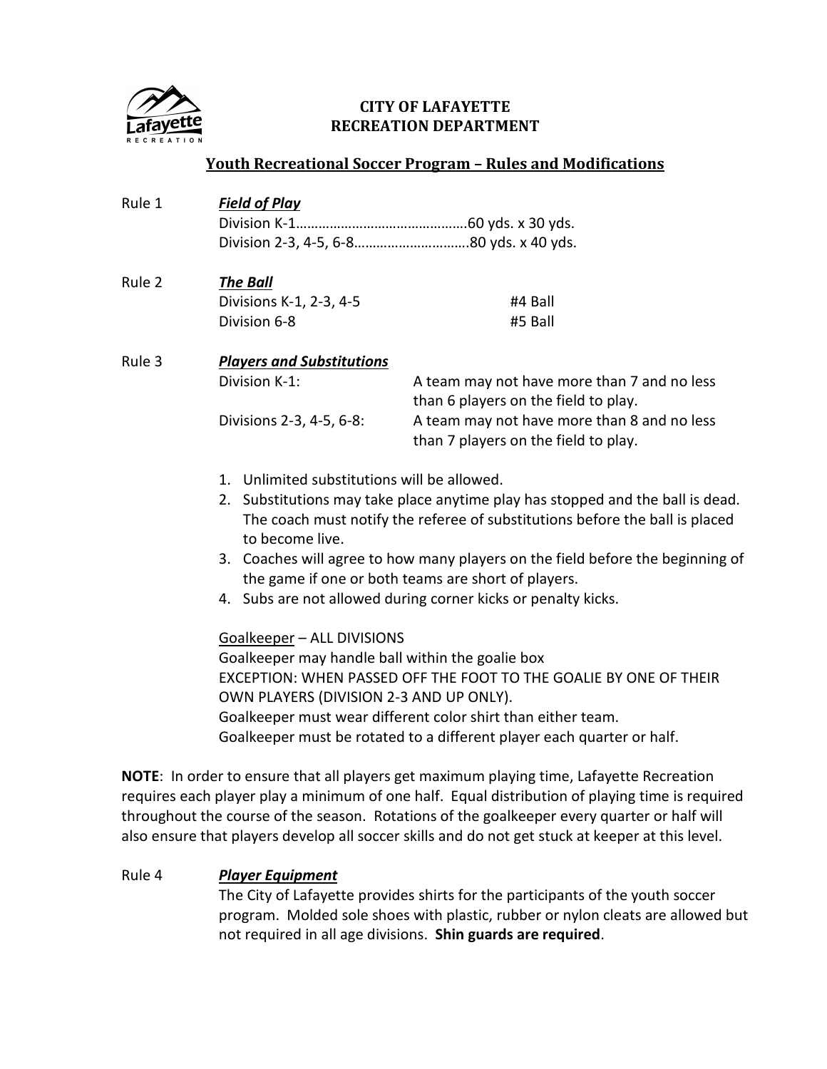**CITY OF LAFAYETTE**
**RECREATION DEPARTMENT**

## Youth Recreational Soccer Program – Rules and Modifications

Rule 1 ***Field of Play***

Division K-1……………………………………….60 yds. x 30 yds.
Division 2-3, 4-5, 6-8…………………………80 yds. x 40 yds.

Rule 2 ***The Ball***

| | |
|---|---|
| Divisions K-1, 2-3, 4-5 | #4 Ball |
| Division 6-8 | #5 Ball |

Rule 3 ***Players and Substitutions***

| | |
|---|---|
| Division K-1: | A team may not have more than 7 and no less than 6 players on the field to play. |
| Divisions 2-3, 4-5, 6-8: | A team may not have more than 8 and no less than 7 players on the field to play. |

1. Unlimited substitutions will be allowed.
2. Substitutions may take place anytime play has stopped and the ball is dead. The coach must notify the referee of substitutions before the ball is placed to become live.
3. Coaches will agree to how many players on the field before the beginning of the game if one or both teams are short of players.
4. Subs are not allowed during corner kicks or penalty kicks.

Goalkeeper – ALL DIVISIONS
Goalkeeper may handle ball within the goalie box
EXCEPTION: WHEN PASSED OFF THE FOOT TO THE GOALIE BY ONE OF THEIR OWN PLAYERS (DIVISION 2-3 AND UP ONLY).
Goalkeeper must wear different color shirt than either team.
Goalkeeper must be rotated to a different player each quarter or half.

**NOTE**: In order to ensure that all players get maximum playing time, Lafayette Recreation requires each player play a minimum of one half. Equal distribution of playing time is required throughout the course of the season. Rotations of the goalkeeper every quarter or half will also ensure that players develop all soccer skills and do not get stuck at keeper at this level.

Rule 4 ***Player Equipment***

The City of Lafayette provides shirts for the participants of the youth soccer program. Molded sole shoes with plastic, rubber or nylon cleats are allowed but not required in all age divisions. **Shin guards are required**.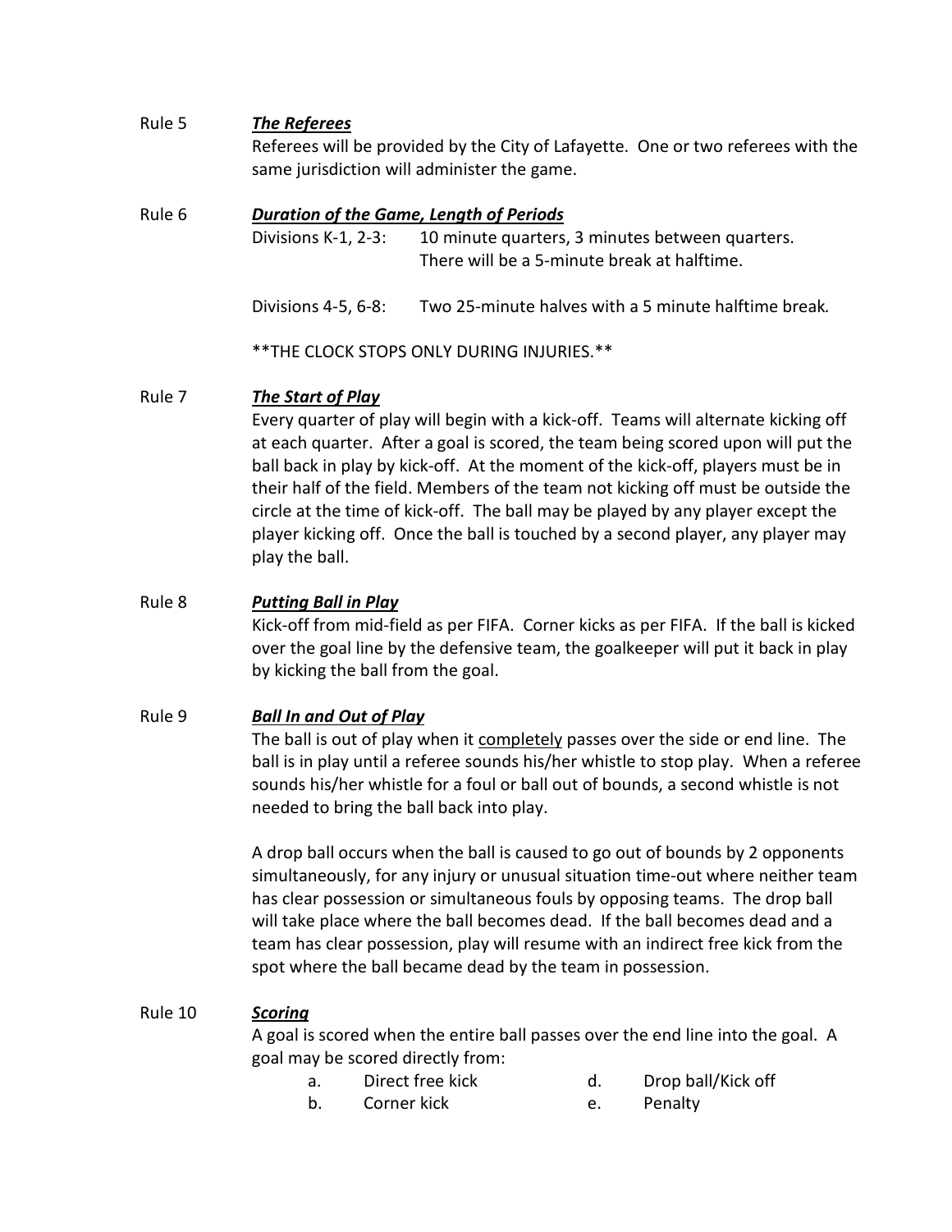## Rule 5 ***The Referees***

Referees will be provided by the City of Lafayette. One or two referees with the same jurisdiction will administer the game.

## Rule 6 ***Duration of the Game, Length of Periods***

Divisions K-1, 2-3: 10 minute quarters, 3 minutes between quarters. There will be a 5-minute break at halftime.

Divisions 4-5, 6-8: Two 25-minute halves with a 5 minute halftime break.

**THE CLOCK STOPS ONLY DURING INJURIES.**

## Rule 7 ***The Start of Play***

Every quarter of play will begin with a kick-off. Teams will alternate kicking off at each quarter. After a goal is scored, the team being scored upon will put the ball back in play by kick-off. At the moment of the kick-off, players must be in their half of the field. Members of the team not kicking off must be outside the circle at the time of kick-off. The ball may be played by any player except the player kicking off. Once the ball is touched by a second player, any player may play the ball.

## Rule 8 ***Putting Ball in Play***

Kick-off from mid-field as per FIFA. Corner kicks as per FIFA. If the ball is kicked over the goal line by the defensive team, the goalkeeper will put it back in play by kicking the ball from the goal.

## Rule 9 ***Ball In and Out of Play***

The ball is out of play when it <u>completely</u> passes over the side or end line. The ball is in play until a referee sounds his/her whistle to stop play. When a referee sounds his/her whistle for a foul or ball out of bounds, a second whistle is not needed to bring the ball back into play.

A drop ball occurs when the ball is caused to go out of bounds by 2 opponents simultaneously, for any injury or unusual situation time-out where neither team has clear possession or simultaneous fouls by opposing teams. The drop ball will take place where the ball becomes dead. If the ball becomes dead and a team has clear possession, play will resume with an indirect free kick from the spot where the ball became dead by the team in possession.

## Rule 10 ***Scoring***

A goal is scored when the entire ball passes over the end line into the goal. A goal may be scored directly from:

a. Direct free kick
b. Corner kick
d. Drop ball/Kick off
e. Penalty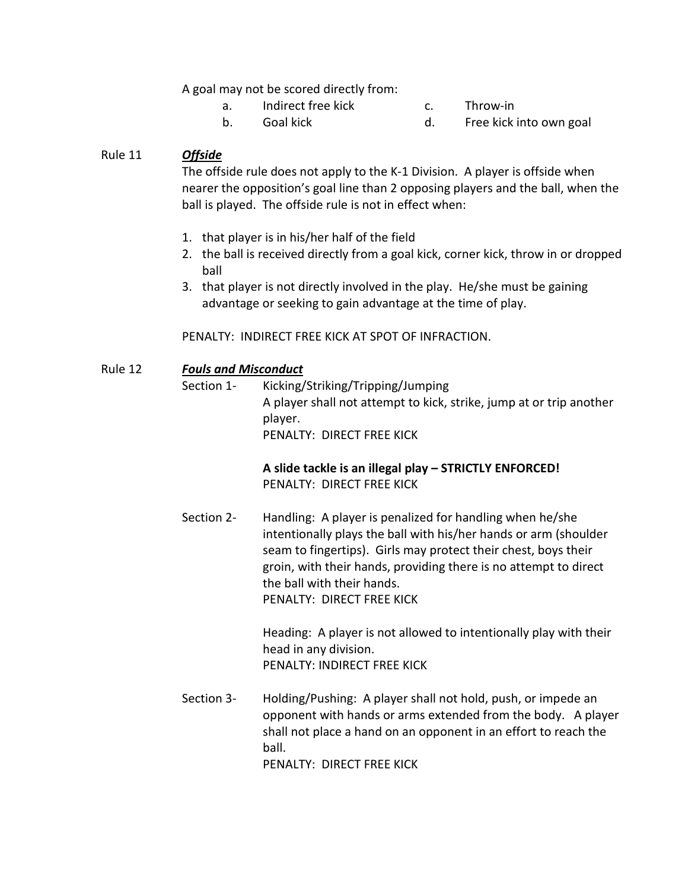A goal may not be scored directly from:

a. Indirect free kick
b. Goal kick
c. Throw-in
d. Free kick into own goal

## Rule 11 ***Offside***

The offside rule does not apply to the K-1 Division. A player is offside when nearer the opposition's goal line than 2 opposing players and the ball, when the ball is played. The offside rule is not in effect when:

1. that player is in his/her half of the field
2. the ball is received directly from a goal kick, corner kick, throw in or dropped ball
3. that player is not directly involved in the play. He/she must be gaining advantage or seeking to gain advantage at the time of play.

PENALTY: INDIRECT FREE KICK AT SPOT OF INFRACTION.

## Rule 12 ***Fouls and Misconduct***

Section 1- Kicking/Striking/Tripping/Jumping

A player shall not attempt to kick, strike, jump at or trip another player.
PENALTY: DIRECT FREE KICK

**A slide tackle is an illegal play – STRICTLY ENFORCED!**
PENALTY: DIRECT FREE KICK

Section 2- Handling: A player is penalized for handling when he/she intentionally plays the ball with his/her hands or arm (shoulder seam to fingertips). Girls may protect their chest, boys their groin, with their hands, providing there is no attempt to direct the ball with their hands.
PENALTY: DIRECT FREE KICK

Heading: A player is not allowed to intentionally play with their head in any division.
PENALTY: INDIRECT FREE KICK

Section 3- Holding/Pushing: A player shall not hold, push, or impede an opponent with hands or arms extended from the body. A player shall not place a hand on an opponent in an effort to reach the ball.
PENALTY: DIRECT FREE KICK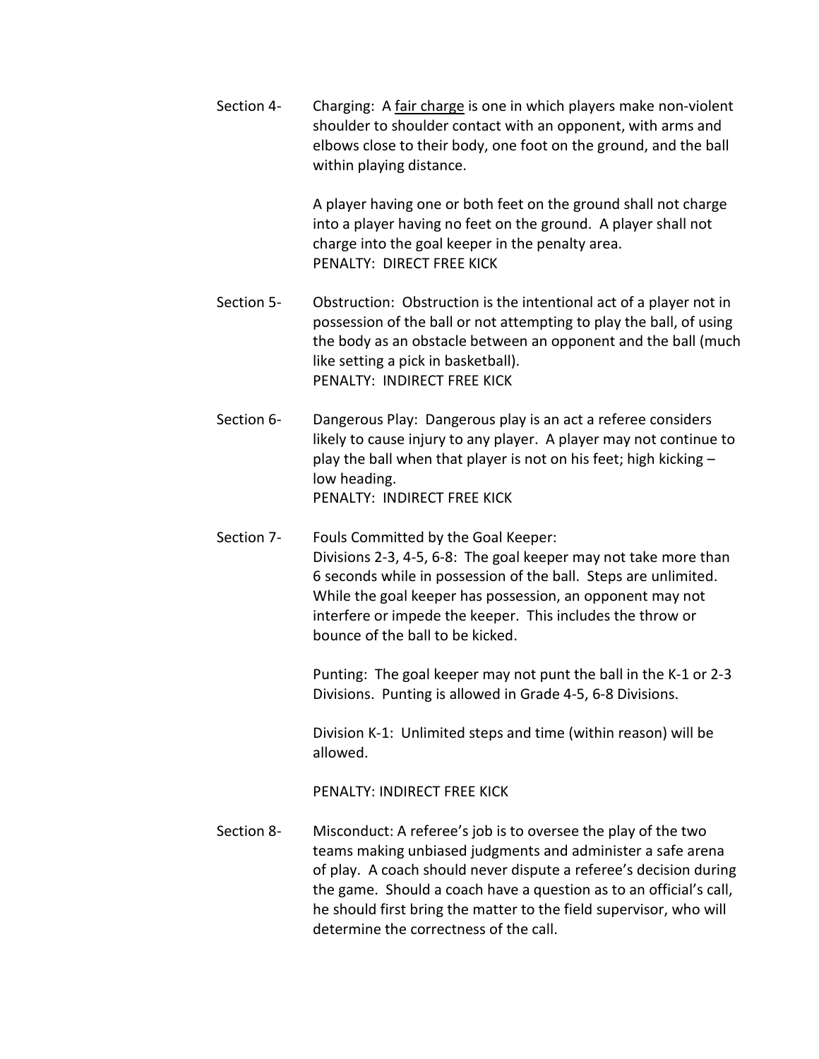Section 4- Charging: A <u>fair charge</u> is one in which players make non-violent shoulder to shoulder contact with an opponent, with arms and elbows close to their body, one foot on the ground, and the ball within playing distance.

A player having one or both feet on the ground shall not charge into a player having no feet on the ground. A player shall not charge into the goal keeper in the penalty area.
PENALTY: DIRECT FREE KICK

Section 5- Obstruction: Obstruction is the intentional act of a player not in possession of the ball or not attempting to play the ball, of using the body as an obstacle between an opponent and the ball (much like setting a pick in basketball).
PENALTY: INDIRECT FREE KICK

Section 6- Dangerous Play: Dangerous play is an act a referee considers likely to cause injury to any player. A player may not continue to play the ball when that player is not on his feet; high kicking – low heading.
PENALTY: INDIRECT FREE KICK

Section 7- Fouls Committed by the Goal Keeper:
Divisions 2-3, 4-5, 6-8: The goal keeper may not take more than 6 seconds while in possession of the ball. Steps are unlimited. While the goal keeper has possession, an opponent may not interfere or impede the keeper. This includes the throw or bounce of the ball to be kicked.

Punting: The goal keeper may not punt the ball in the K-1 or 2-3 Divisions. Punting is allowed in Grade 4-5, 6-8 Divisions.

Division K-1: Unlimited steps and time (within reason) will be allowed.

PENALTY: INDIRECT FREE KICK

Section 8- Misconduct: A referee's job is to oversee the play of the two teams making unbiased judgments and administer a safe arena of play. A coach should never dispute a referee's decision during the game. Should a coach have a question as to an official's call, he should first bring the matter to the field supervisor, who will determine the correctness of the call.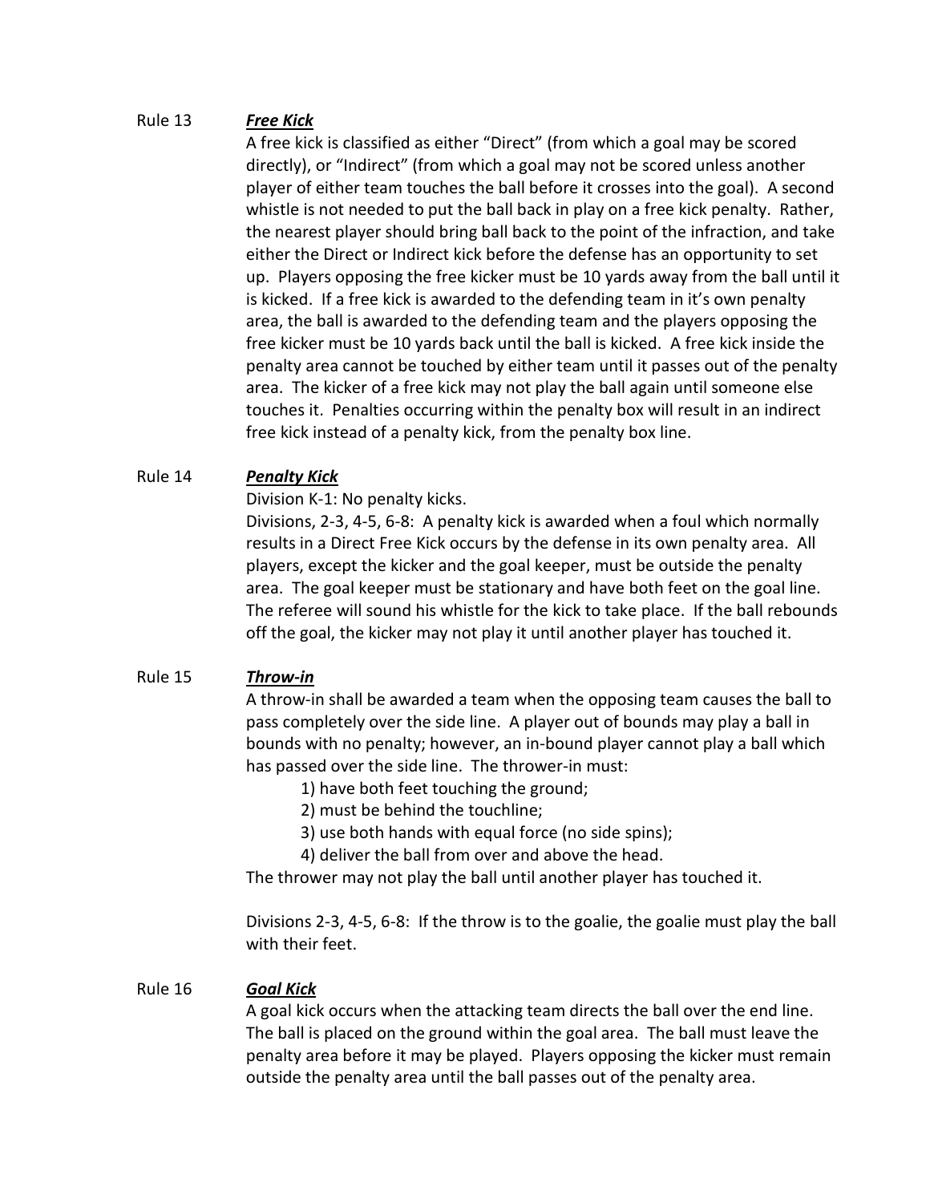Rule 13 ***Free Kick***

A free kick is classified as either "Direct" (from which a goal may be scored directly), or "Indirect" (from which a goal may not be scored unless another player of either team touches the ball before it crosses into the goal). A second whistle is not needed to put the ball back in play on a free kick penalty. Rather, the nearest player should bring ball back to the point of the infraction, and take either the Direct or Indirect kick before the defense has an opportunity to set up. Players opposing the free kicker must be 10 yards away from the ball until it is kicked. If a free kick is awarded to the defending team in it's own penalty area, the ball is awarded to the defending team and the players opposing the free kicker must be 10 yards back until the ball is kicked. A free kick inside the penalty area cannot be touched by either team until it passes out of the penalty area. The kicker of a free kick may not play the ball again until someone else touches it. Penalties occurring within the penalty box will result in an indirect free kick instead of a penalty kick, from the penalty box line.

Rule 14 ***Penalty Kick***

Division K-1: No penalty kicks.

Divisions, 2-3, 4-5, 6-8: A penalty kick is awarded when a foul which normally results in a Direct Free Kick occurs by the defense in its own penalty area. All players, except the kicker and the goal keeper, must be outside the penalty area. The goal keeper must be stationary and have both feet on the goal line. The referee will sound his whistle for the kick to take place. If the ball rebounds off the goal, the kicker may not play it until another player has touched it.

Rule 15 ***Throw-in***

A throw-in shall be awarded a team when the opposing team causes the ball to pass completely over the side line. A player out of bounds may play a ball in bounds with no penalty; however, an in-bound player cannot play a ball which has passed over the side line. The thrower-in must:

1) have both feet touching the ground;
2) must be behind the touchline;
3) use both hands with equal force (no side spins);
4) deliver the ball from over and above the head.

The thrower may not play the ball until another player has touched it.

Divisions 2-3, 4-5, 6-8: If the throw is to the goalie, the goalie must play the ball with their feet.

Rule 16 ***Goal Kick***

A goal kick occurs when the attacking team directs the ball over the end line. The ball is placed on the ground within the goal area. The ball must leave the penalty area before it may be played. Players opposing the kicker must remain outside the penalty area until the ball passes out of the penalty area.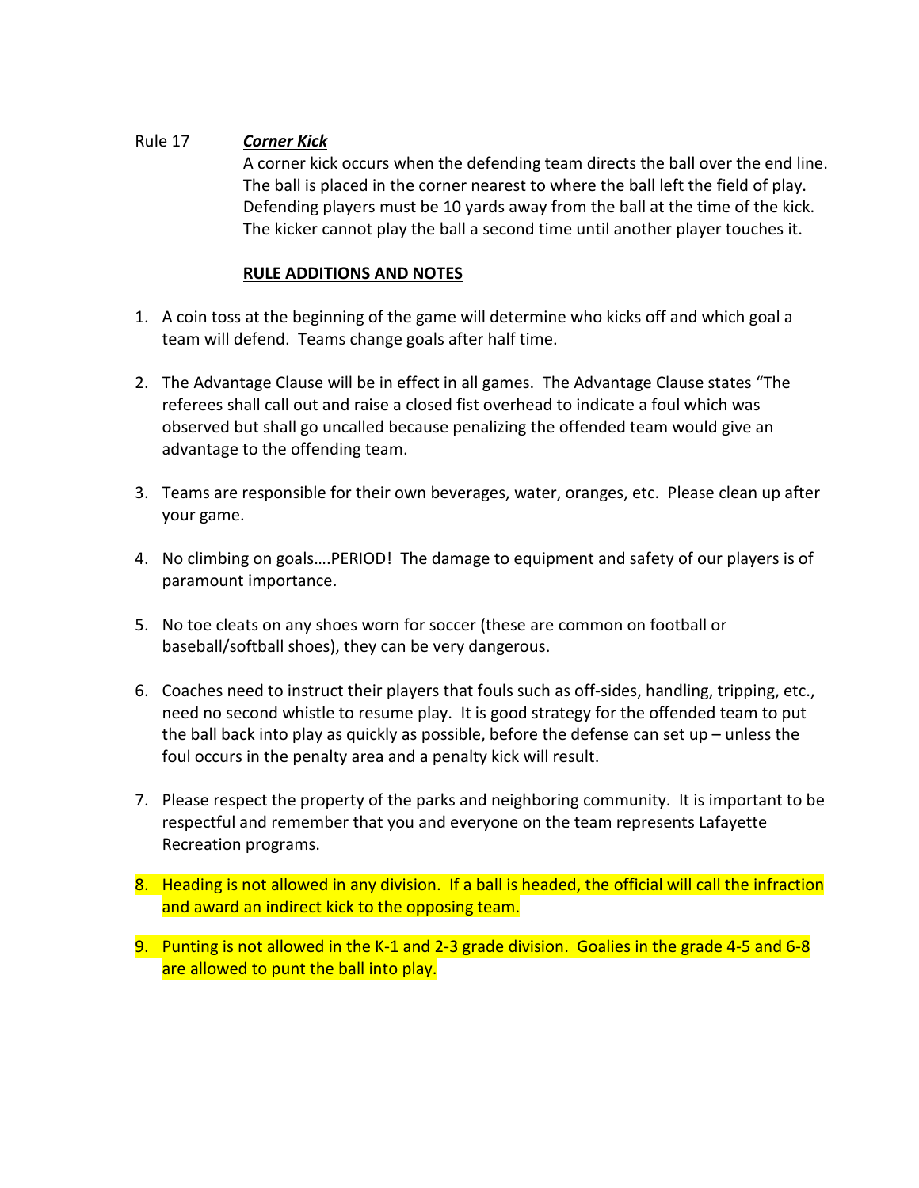Rule 17 ***Corner Kick***

A corner kick occurs when the defending team directs the ball over the end line. The ball is placed in the corner nearest to where the ball left the field of play. Defending players must be 10 yards away from the ball at the time of the kick. The kicker cannot play the ball a second time until another player touches it.

**RULE ADDITIONS AND NOTES**

1. A coin toss at the beginning of the game will determine who kicks off and which goal a team will defend. Teams change goals after half time.

2. The Advantage Clause will be in effect in all games. The Advantage Clause states "The referees shall call out and raise a closed fist overhead to indicate a foul which was observed but shall go uncalled because penalizing the offended team would give an advantage to the offending team.

3. Teams are responsible for their own beverages, water, oranges, etc. Please clean up after your game.

4. No climbing on goals….PERIOD! The damage to equipment and safety of our players is of paramount importance.

5. No toe cleats on any shoes worn for soccer (these are common on football or baseball/softball shoes), they can be very dangerous.

6. Coaches need to instruct their players that fouls such as off-sides, handling, tripping, etc., need no second whistle to resume play. It is good strategy for the offended team to put the ball back into play as quickly as possible, before the defense can set up – unless the foul occurs in the penalty area and a penalty kick will result.

7. Please respect the property of the parks and neighboring community. It is important to be respectful and remember that you and everyone on the team represents Lafayette Recreation programs.

8. Heading is not allowed in any division. If a ball is headed, the official will call the infraction and award an indirect kick to the opposing team.

9. Punting is not allowed in the K-1 and 2-3 grade division. Goalies in the grade 4-5 and 6-8 are allowed to punt the ball into play.